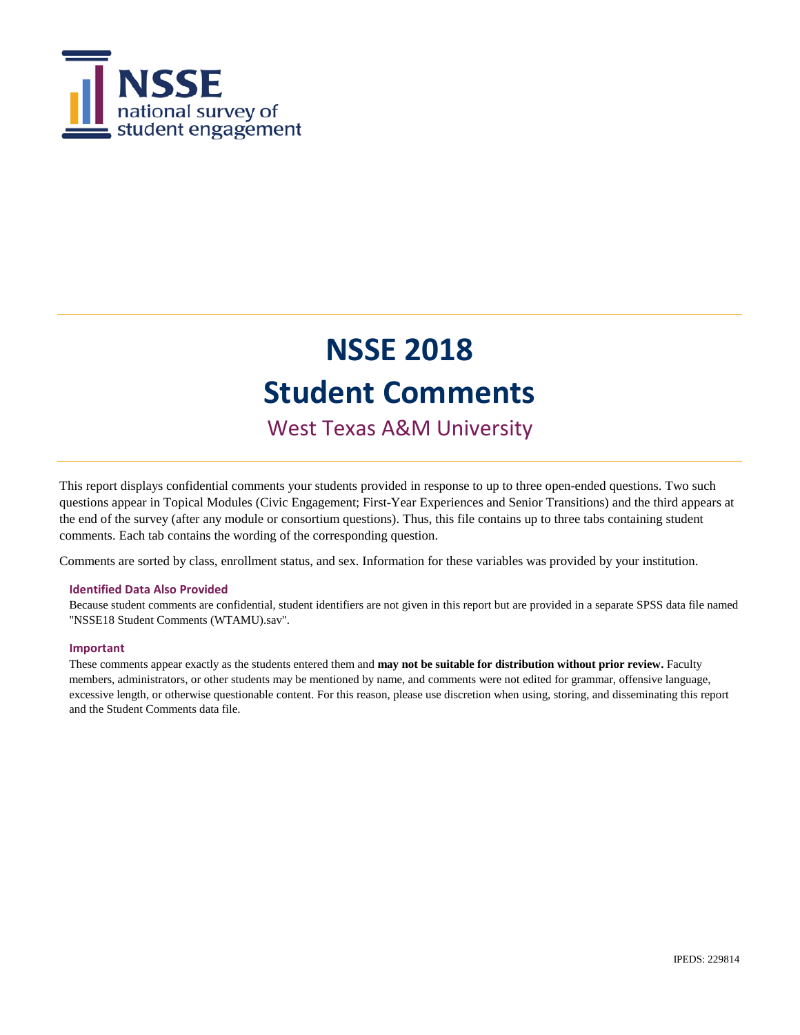NSSE
national survey of
student engagement

# NSSE 2018
# Student Comments
## West Texas A&M University

This report displays confidential comments your students provided in response to up to three open-ended questions. Two such questions appear in Topical Modules (Civic Engagement; First-Year Experiences and Senior Transitions) and the third appears at the end of the survey (after any module or consortium questions). Thus, this file contains up to three tabs containing student comments. Each tab contains the wording of the corresponding question.

Comments are sorted by class, enrollment status, and sex. Information for these variables was provided by your institution.

#### Identified Data Also Provided

Because student comments are confidential, student identifiers are not given in this report but are provided in a separate SPSS data file named "NSSE18 Student Comments (WTAMU).sav".

#### Important

These comments appear exactly as the students entered them and **may not be suitable for distribution without prior review.** Faculty members, administrators, or other students may be mentioned by name, and comments were not edited for grammar, offensive language, excessive length, or otherwise questionable content. For this reason, please use discretion when using, storing, and disseminating this report and the Student Comments data file.

IPEDS: 229814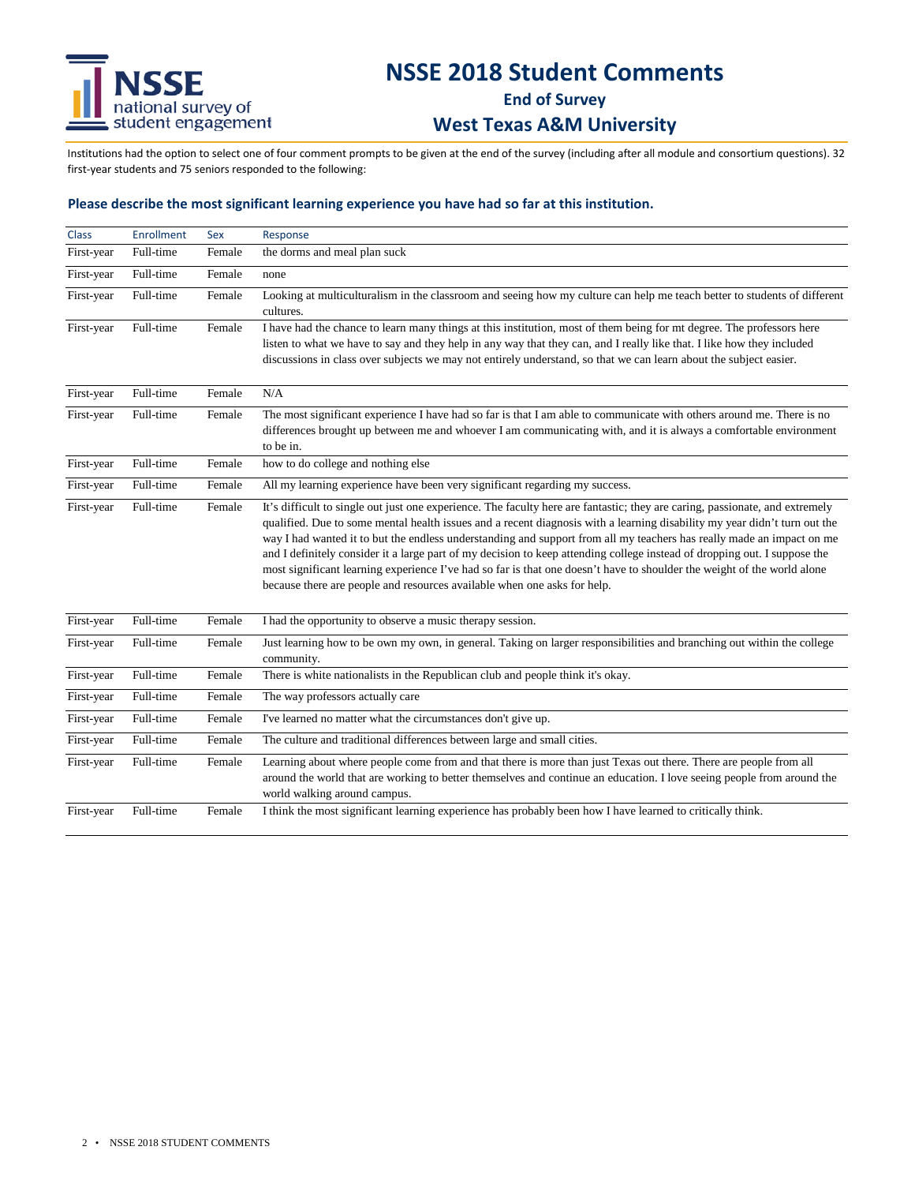# NSSE 2018 Student Comments

## End of Survey

## West Texas A&M University

Institutions had the option to select one of four comment prompts to be given at the end of the survey (including after all module and consortium questions). 32 first-year students and 75 seniors responded to the following:

### Please describe the most significant learning experience you have had so far at this institution.

| Class | Enrollment | Sex | Response |
|---|---|---|---|
| First-year | Full-time | Female | the dorms and meal plan suck |
| First-year | Full-time | Female | none |
| First-year | Full-time | Female | Looking at multiculturalism in the classroom and seeing how my culture can help me teach better to students of different cultures. |
| First-year | Full-time | Female | I have had the chance to learn many things at this institution, most of them being for mt degree. The professors here listen to what we have to say and they help in any way that they can, and I really like that. I like how they included discussions in class over subjects we may not entirely understand, so that we can learn about the subject easier. |
| First-year | Full-time | Female | N/A |
| First-year | Full-time | Female | The most significant experience I have had so far is that I am able to communicate with others around me. There is no differences brought up between me and whoever I am communicating with, and it is always a comfortable environment to be in. |
| First-year | Full-time | Female | how to do college and nothing else |
| First-year | Full-time | Female | All my learning experience have been very significant regarding my success. |
| First-year | Full-time | Female | It's difficult to single out just one experience. The faculty here are fantastic; they are caring, passionate, and extremely qualified. Due to some mental health issues and a recent diagnosis with a learning disability my year didn't turn out the way I had wanted it to but the endless understanding and support from all my teachers has really made an impact on me and I definitely consider it a large part of my decision to keep attending college instead of dropping out. I suppose the most significant learning experience I've had so far is that one doesn't have to shoulder the weight of the world alone because there are people and resources available when one asks for help. |
| First-year | Full-time | Female | I had the opportunity to observe a music therapy session. |
| First-year | Full-time | Female | Just learning how to be own my own, in general. Taking on larger responsibilities and branching out within the college community. |
| First-year | Full-time | Female | There is white nationalists in the Republican club and people think it's okay. |
| First-year | Full-time | Female | The way professors actually care |
| First-year | Full-time | Female | I've learned no matter what the circumstances don't give up. |
| First-year | Full-time | Female | The culture and traditional differences between large and small cities. |
| First-year | Full-time | Female | Learning about where people come from and that there is more than just Texas out there. There are people from all around the world that are working to better themselves and continue an education. I love seeing people from around the world walking around campus. |
| First-year | Full-time | Female | I think the most significant learning experience has probably been how I have learned to critically think. |